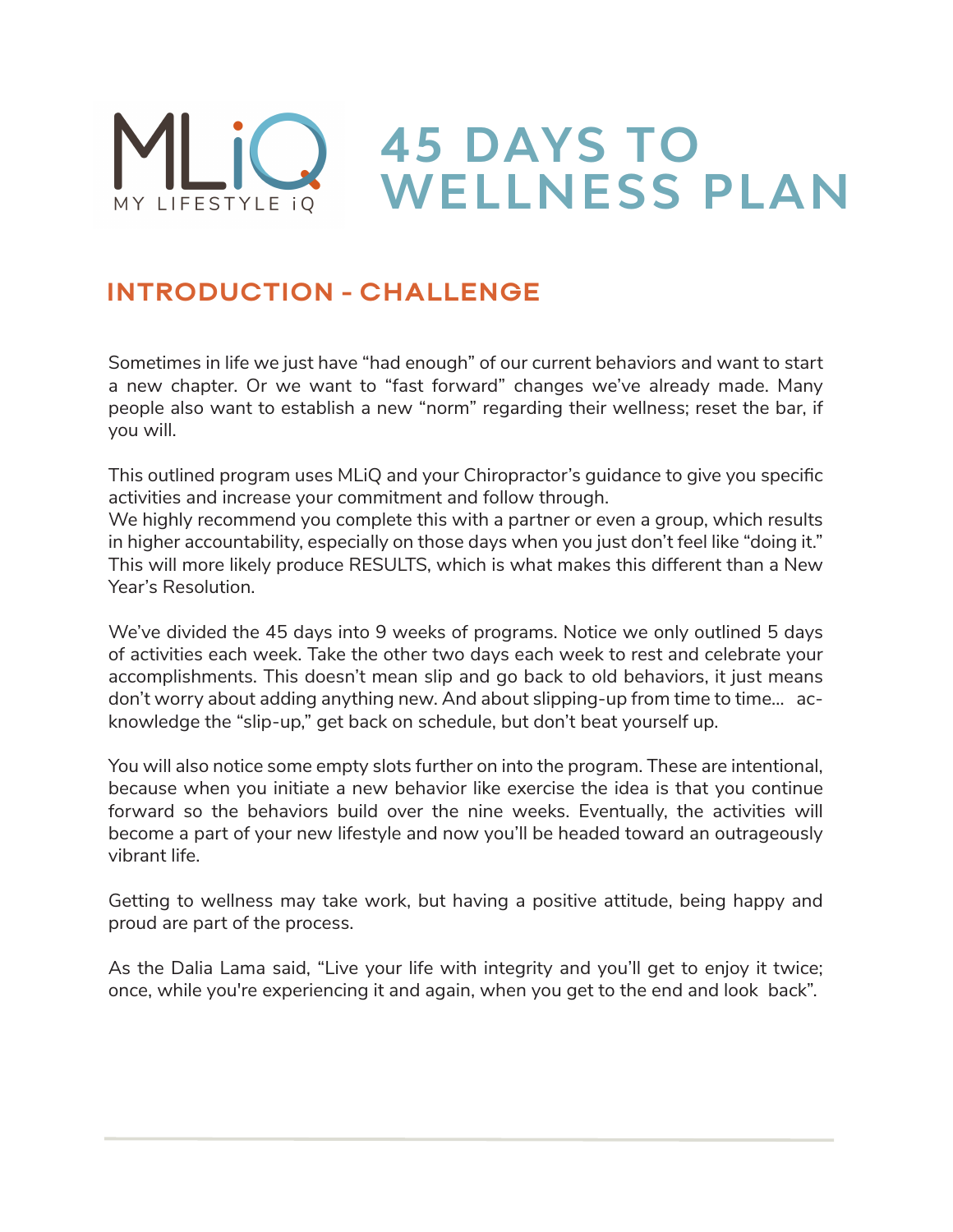MLiQ

MY LIFESTYLE iQ

# 45 DAYS TO WELLNESS PLAN

## INTRODUCTION - CHALLENGE

Sometimes in life we just have "had enough" of our current behaviors and want to start a new chapter. Or we want to "fast forward" changes we've already made. Many people also want to establish a new "norm" regarding their wellness; reset the bar, if you will.

This outlined program uses MLiQ and your Chiropractor's guidance to give you specific activities and increase your commitment and follow through.
We highly recommend you complete this with a partner or even a group, which results in higher accountability, especially on those days when you just don't feel like "doing it." This will more likely produce RESULTS, which is what makes this different than a New Year's Resolution.

We've divided the 45 days into 9 weeks of programs. Notice we only outlined 5 days of activities each week. Take the other two days each week to rest and celebrate your accomplishments. This doesn't mean slip and go back to old behaviors, it just means don't worry about adding anything new. And about slipping-up from time to time... acknowledge the "slip-up," get back on schedule, but don't beat yourself up.

You will also notice some empty slots further on into the program. These are intentional, because when you initiate a new behavior like exercise the idea is that you continue forward so the behaviors build over the nine weeks. Eventually, the activities will become a part of your new lifestyle and now you'll be headed toward an outrageously vibrant life.

Getting to wellness may take work, but having a positive attitude, being happy and proud are part of the process.

As the Dalia Lama said, "Live your life with integrity and you'll get to enjoy it twice; once, while you're experiencing it and again, when you get to the end and look back".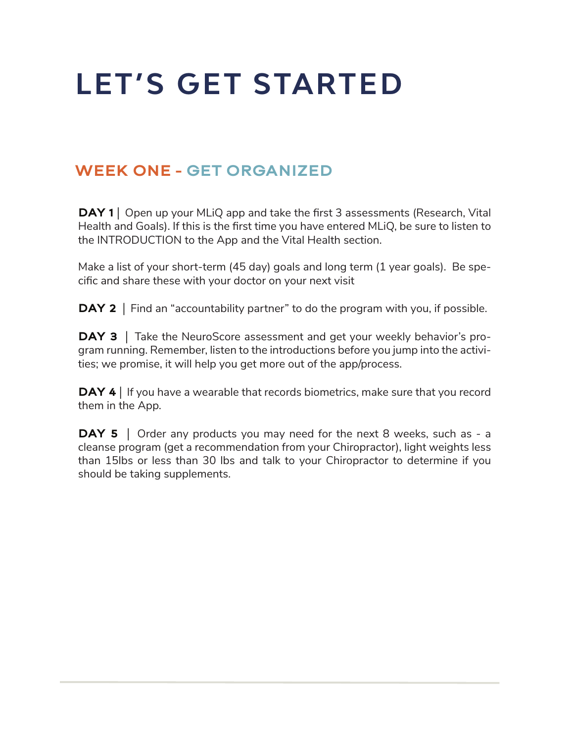# LET'S GET STARTED

## WEEK ONE - GET ORGANIZED

**DAY 1** | Open up your MLiQ app and take the first 3 assessments (Research, Vital Health and Goals). If this is the first time you have entered MLiQ, be sure to listen to the INTRODUCTION to the App and the Vital Health section.

Make a list of your short-term (45 day) goals and long term (1 year goals). Be specific and share these with your doctor on your next visit

**DAY 2** | Find an "accountability partner" to do the program with you, if possible.

**DAY 3** | Take the NeuroScore assessment and get your weekly behavior's program running. Remember, listen to the introductions before you jump into the activities; we promise, it will help you get more out of the app/process.

**DAY 4** | If you have a wearable that records biometrics, make sure that you record them in the App.

**DAY 5** | Order any products you may need for the next 8 weeks, such as - a cleanse program (get a recommendation from your Chiropractor), light weights less than 15lbs or less than 30 lbs and talk to your Chiropractor to determine if you should be taking supplements.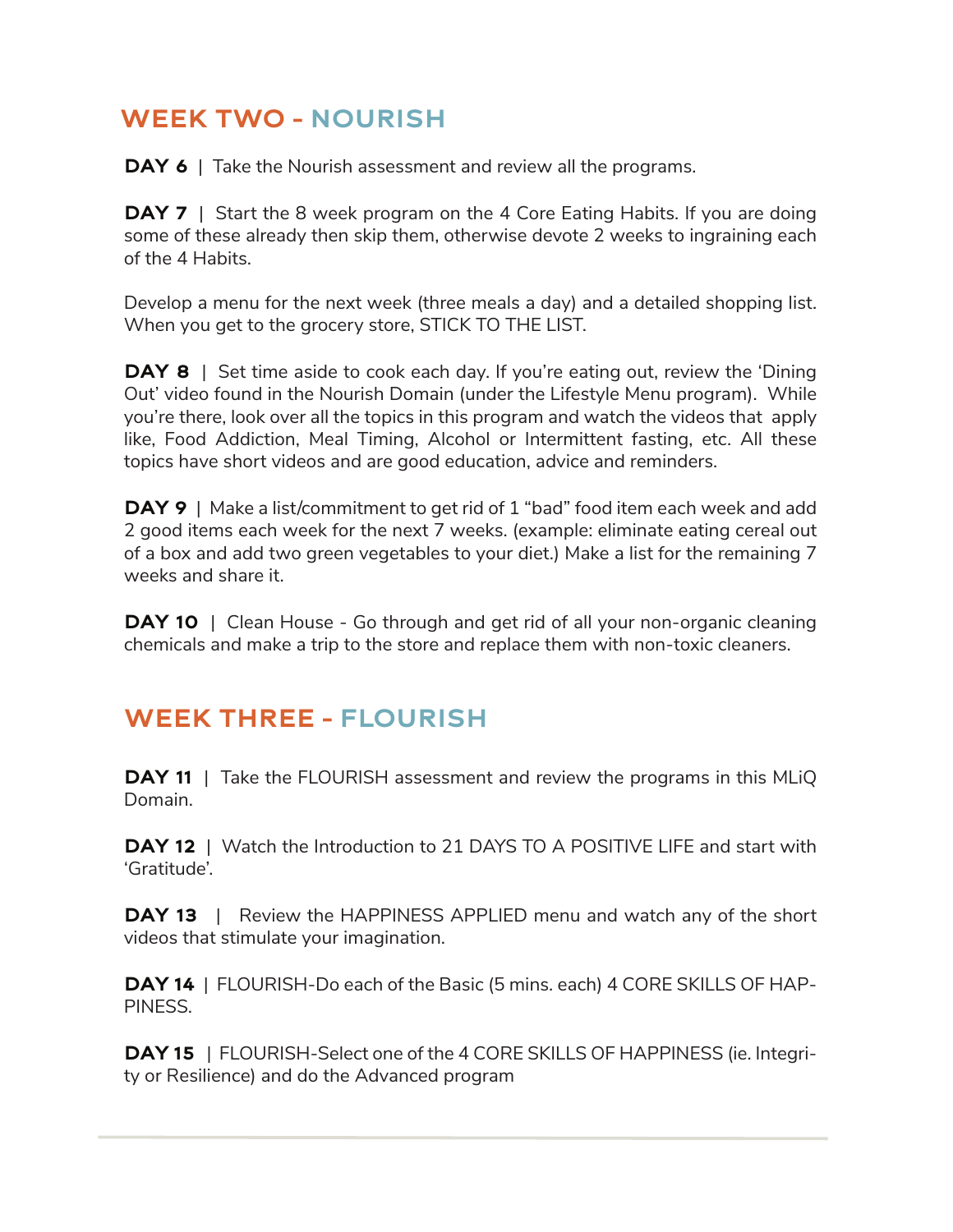## WEEK TWO - NOURISH

**DAY 6** | Take the Nourish assessment and review all the programs.

**DAY 7** | Start the 8 week program on the 4 Core Eating Habits. If you are doing some of these already then skip them, otherwise devote 2 weeks to ingraining each of the 4 Habits.

Develop a menu for the next week (three meals a day) and a detailed shopping list. When you get to the grocery store, STICK TO THE LIST.

**DAY 8** | Set time aside to cook each day. If you're eating out, review the 'Dining Out' video found in the Nourish Domain (under the Lifestyle Menu program). While you're there, look over all the topics in this program and watch the videos that apply like, Food Addiction, Meal Timing, Alcohol or Intermittent fasting, etc. All these topics have short videos and are good education, advice and reminders.

**DAY 9** | Make a list/commitment to get rid of 1 "bad" food item each week and add 2 good items each week for the next 7 weeks. (example: eliminate eating cereal out of a box and add two green vegetables to your diet.) Make a list for the remaining 7 weeks and share it.

**DAY 10** | Clean House - Go through and get rid of all your non-organic cleaning chemicals and make a trip to the store and replace them with non-toxic cleaners.

## WEEK THREE - FLOURISH

**DAY 11** | Take the FLOURISH assessment and review the programs in this MLiQ Domain.

**DAY 12** | Watch the Introduction to 21 DAYS TO A POSITIVE LIFE and start with 'Gratitude'.

**DAY 13** | Review the HAPPINESS APPLIED menu and watch any of the short videos that stimulate your imagination.

**DAY 14** | FLOURISH-Do each of the Basic (5 mins. each) 4 CORE SKILLS OF HAPPINESS.

**DAY 15** | FLOURISH-Select one of the 4 CORE SKILLS OF HAPPINESS (ie. Integrity or Resilience) and do the Advanced program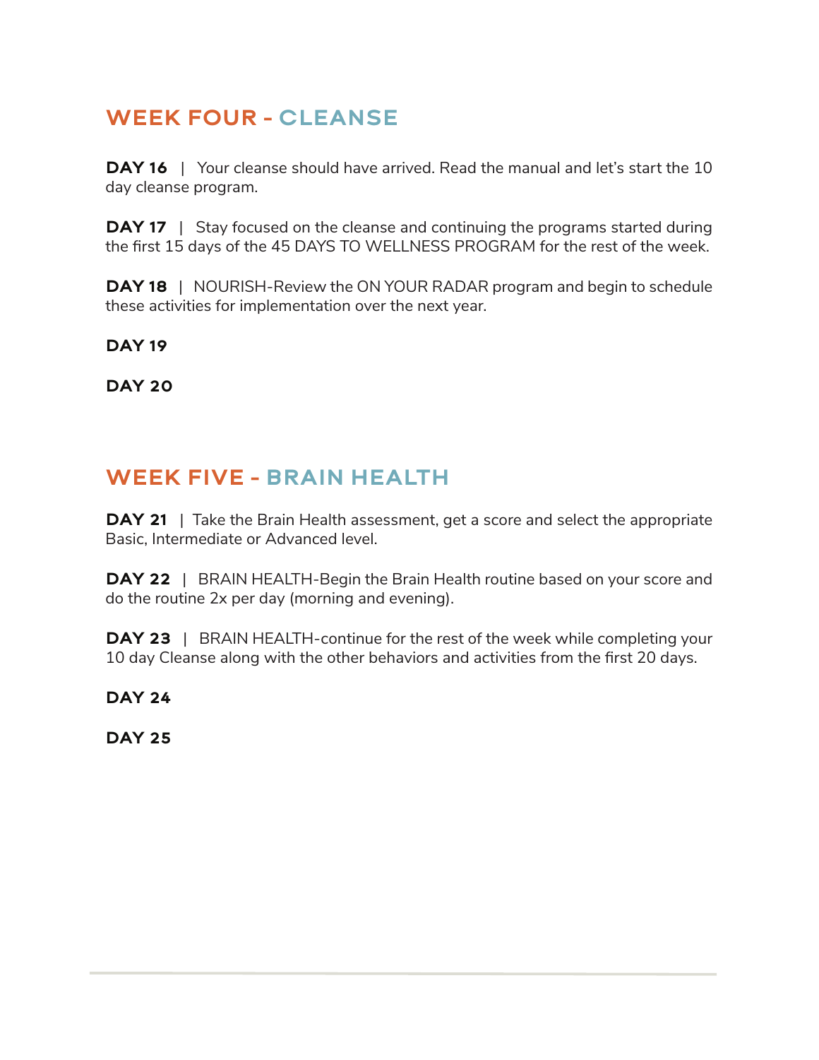## WEEK FOUR - CLEANSE

**DAY 16** | Your cleanse should have arrived. Read the manual and let's start the 10 day cleanse program.

**DAY 17** | Stay focused on the cleanse and continuing the programs started during the first 15 days of the 45 DAYS TO WELLNESS PROGRAM for the rest of the week.

**DAY 18** | NOURISH-Review the ON YOUR RADAR program and begin to schedule these activities for implementation over the next year.

**DAY 19**

**DAY 20**

## WEEK FIVE - BRAIN HEALTH

**DAY 21** | Take the Brain Health assessment, get a score and select the appropriate Basic, Intermediate or Advanced level.

**DAY 22** | BRAIN HEALTH-Begin the Brain Health routine based on your score and do the routine 2x per day (morning and evening).

**DAY 23** | BRAIN HEALTH-continue for the rest of the week while completing your 10 day Cleanse along with the other behaviors and activities from the first 20 days.

**DAY 24**

**DAY 25**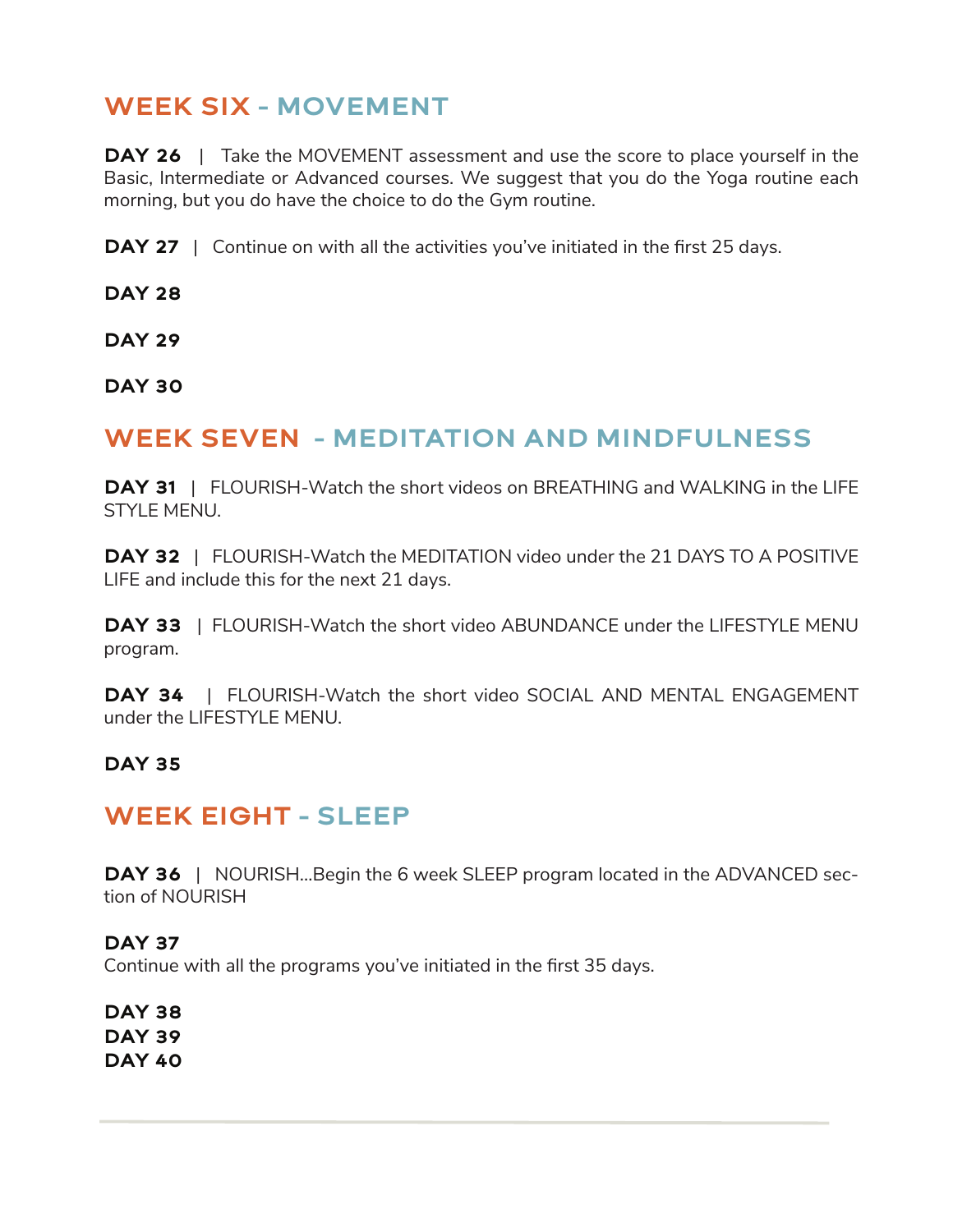## WEEK SIX - MOVEMENT

**DAY 26** | Take the MOVEMENT assessment and use the score to place yourself in the Basic, Intermediate or Advanced courses. We suggest that you do the Yoga routine each morning, but you do have the choice to do the Gym routine.

**DAY 27** | Continue on with all the activities you've initiated in the first 25 days.

**DAY 28**

**DAY 29**

**DAY 30**

## WEEK SEVEN - MEDITATION AND MINDFULNESS

**DAY 31** | FLOURISH-Watch the short videos on BREATHING and WALKING in the LIFE STYLE MENU.

**DAY 32** | FLOURISH-Watch the MEDITATION video under the 21 DAYS TO A POSITIVE LIFE and include this for the next 21 days.

**DAY 33** | FLOURISH-Watch the short video ABUNDANCE under the LIFESTYLE MENU program.

**DAY 34** | FLOURISH-Watch the short video SOCIAL AND MENTAL ENGAGEMENT under the LIFESTYLE MENU.

**DAY 35**

## WEEK EIGHT - SLEEP

**DAY 36** | NOURISH...Begin the 6 week SLEEP program located in the ADVANCED section of NOURISH

**DAY 37**
Continue with all the programs you've initiated in the first 35 days.

**DAY 38**
**DAY 39**
**DAY 40**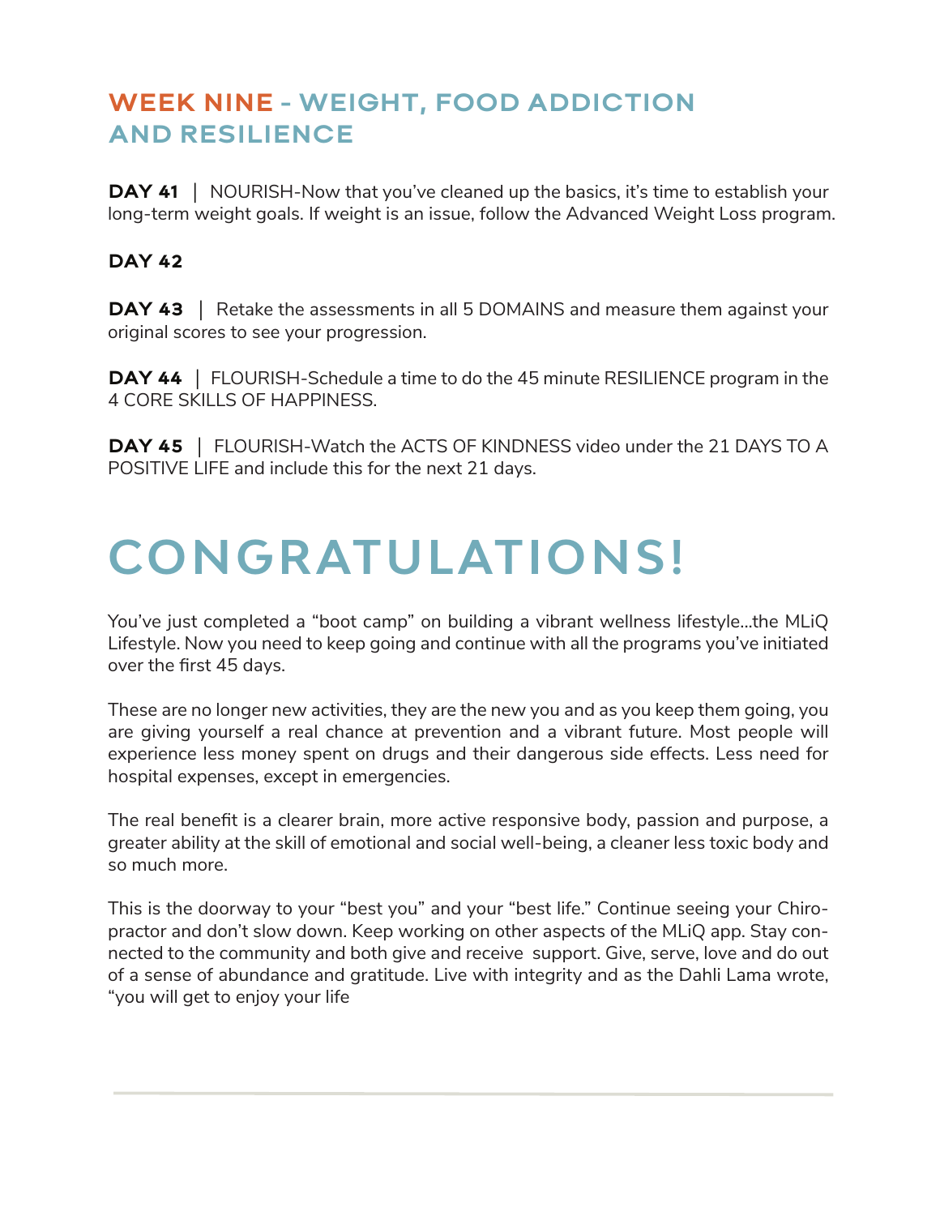## WEEK NINE - WEIGHT, FOOD ADDICTION AND RESILIENCE

**DAY 41** | NOURISH-Now that you've cleaned up the basics, it's time to establish your long-term weight goals. If weight is an issue, follow the Advanced Weight Loss program.

**DAY 42**

**DAY 43** | Retake the assessments in all 5 DOMAINS and measure them against your original scores to see your progression.

**DAY 44** | FLOURISH-Schedule a time to do the 45 minute RESILIENCE program in the 4 CORE SKILLS OF HAPPINESS.

**DAY 45** | FLOURISH-Watch the ACTS OF KINDNESS video under the 21 DAYS TO A POSITIVE LIFE and include this for the next 21 days.

# CONGRATULATIONS!

You've just completed a "boot camp" on building a vibrant wellness lifestyle...the MLiQ Lifestyle. Now you need to keep going and continue with all the programs you've initiated over the first 45 days.

These are no longer new activities, they are the new you and as you keep them going, you are giving yourself a real chance at prevention and a vibrant future. Most people will experience less money spent on drugs and their dangerous side effects. Less need for hospital expenses, except in emergencies.

The real benefit is a clearer brain, more active responsive body, passion and purpose, a greater ability at the skill of emotional and social well-being, a cleaner less toxic body and so much more.

This is the doorway to your "best you" and your "best life." Continue seeing your Chiropractor and don't slow down. Keep working on other aspects of the MLiQ app. Stay connected to the community and both give and receive support. Give, serve, love and do out of a sense of abundance and gratitude. Live with integrity and as the Dahli Lama wrote, "you will get to enjoy your life